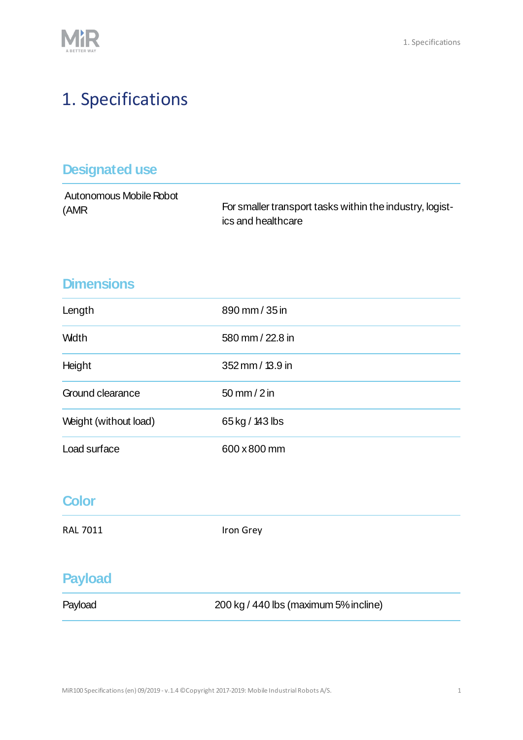# 1. Specifications

## Designated use

| | |
|---|---|
| Autonomous Mobile Robot (AMR | For smaller transport tasks within the industry, logistics and healthcare |

## Dimensions

| | |
|---|---|
| Length | 890 mm / 35 in |
| Width | 580 mm / 22.8 in |
| Height | 352 mm / 13.9 in |
| Ground clearance | 50 mm / 2 in |
| Weight (without load) | 65 kg / 143 lbs |
| Load surface | 600 x 800 mm |

## Color

| | |
|---|---|
| RAL 7011 | Iron Grey |

## Payload

| | |
|---|---|
| Payload | 200 kg / 440 lbs (maximum 5% incline) |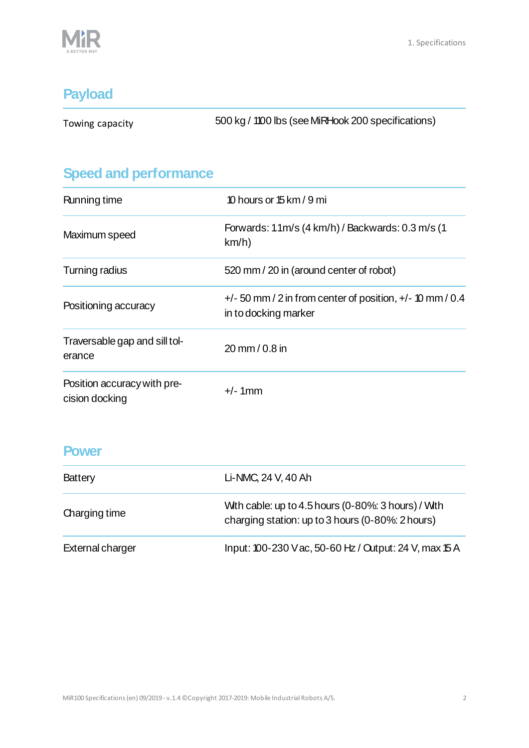## Payload

| | |
|---|---|
| Towing capacity | 500 kg / 1100 lbs (see MiRHook 200 specifications) |

## Speed and performance

| | |
|---|---|
| Running time | 10 hours or 15 km / 9 mi |
| Maximum speed | Forwards: 1.1 m/s (4 km/h) / Backwards: 0.3 m/s (1 km/h) |
| Turning radius | 520 mm / 20 in (around center of robot) |
| Positioning accuracy | +/- 50 mm / 2 in from center of position, +/- 10 mm / 0.4 in to docking marker |
| Traversable gap and sill tolerance | 20 mm / 0.8 in |
| Position accuracy with precision docking | +/- 1mm |

## Power

| | |
|---|---|
| Battery | Li-NMC, 24 V, 40 Ah |
| Charging time | With cable: up to 4.5 hours (0-80%: 3 hours) / With charging station: up to 3 hours (0-80%: 2 hours) |
| External charger | Input: 100-230 V ac, 50-60 Hz / Output: 24 V, max 15 A |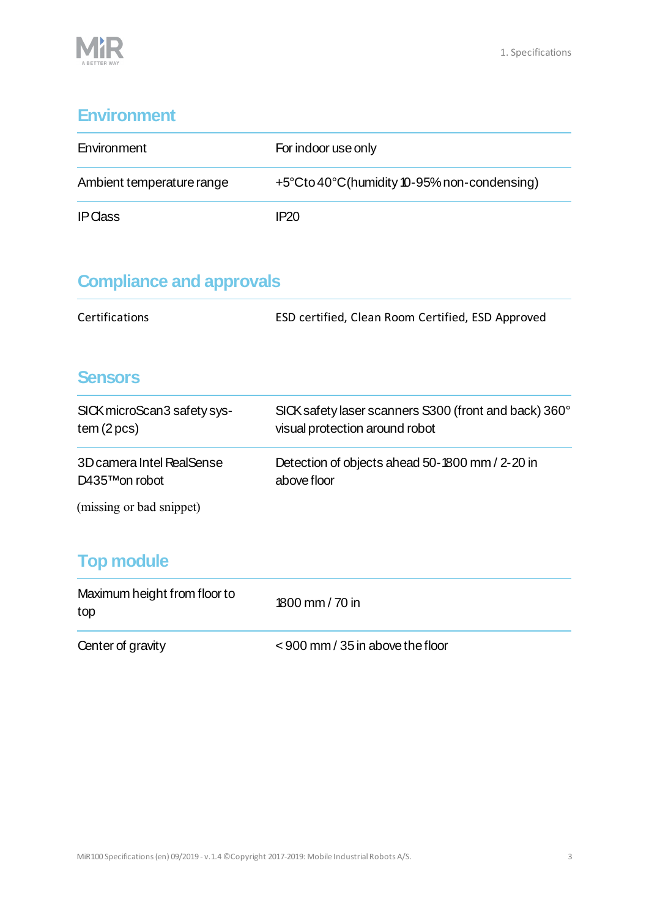## Environment

| | |
|---|---|
| Environment | For indoor use only |
| Ambient temperature range | +5°C to 40°C (humidity 10-95% non-condensing) |
| IP Class | IP20 |

## Compliance and approvals

| | |
|---|---|
| Certifications | ESD certified, Clean Room Certified, ESD Approved |

## Sensors

| | |
|---|---|
| SICK microScan3 safety system (2 pcs) | SICK safety laser scanners S300 (front and back) 360° visual protection around robot |
| 3D camera Intel RealSense D435™ on robot | Detection of objects ahead 50-1800 mm / 2-20 in above floor |

(missing or bad snippet)

## Top module

| | |
|---|---|
| Maximum height from floor to top | 1800 mm / 70 in |
| Center of gravity | < 900 mm / 35 in above the floor |